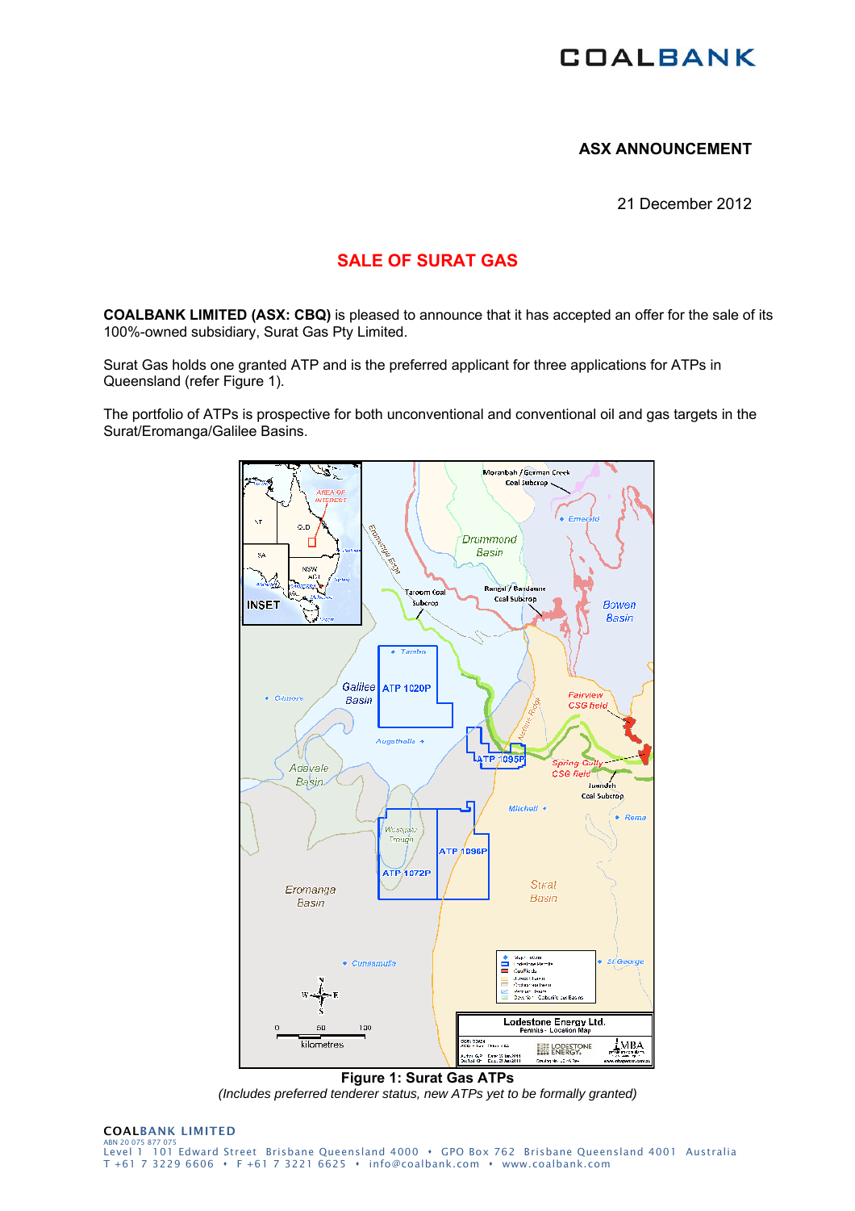COALBANK

**ASX ANNOUNCEMENT**

21 December 2012

# SALE OF SURAT GAS

**COALBANK LIMITED (ASX: CBQ)** is pleased to announce that it has accepted an offer for the sale of its 100%-owned subsidiary, Surat Gas Pty Limited.

Surat Gas holds one granted ATP and is the preferred applicant for three applications for ATPs in Queensland (refer Figure 1).

The portfolio of ATPs is prospective for both unconventional and conventional oil and gas targets in the Surat/Eromanga/Galilee Basins.

**Figure 1: Surat Gas ATPs**

*(Includes preferred tenderer status, new ATPs yet to be formally granted)*

**COALBANK LIMITED**
ABN 20 075 877 075
Level 1 101 Edward Street Brisbane Queensland 4000 • GPO Box 762 Brisbane Queensland 4001 Australia
T +61 7 3229 6606 • F +61 7 3221 6625 • info@coalbank.com • www.coalbank.com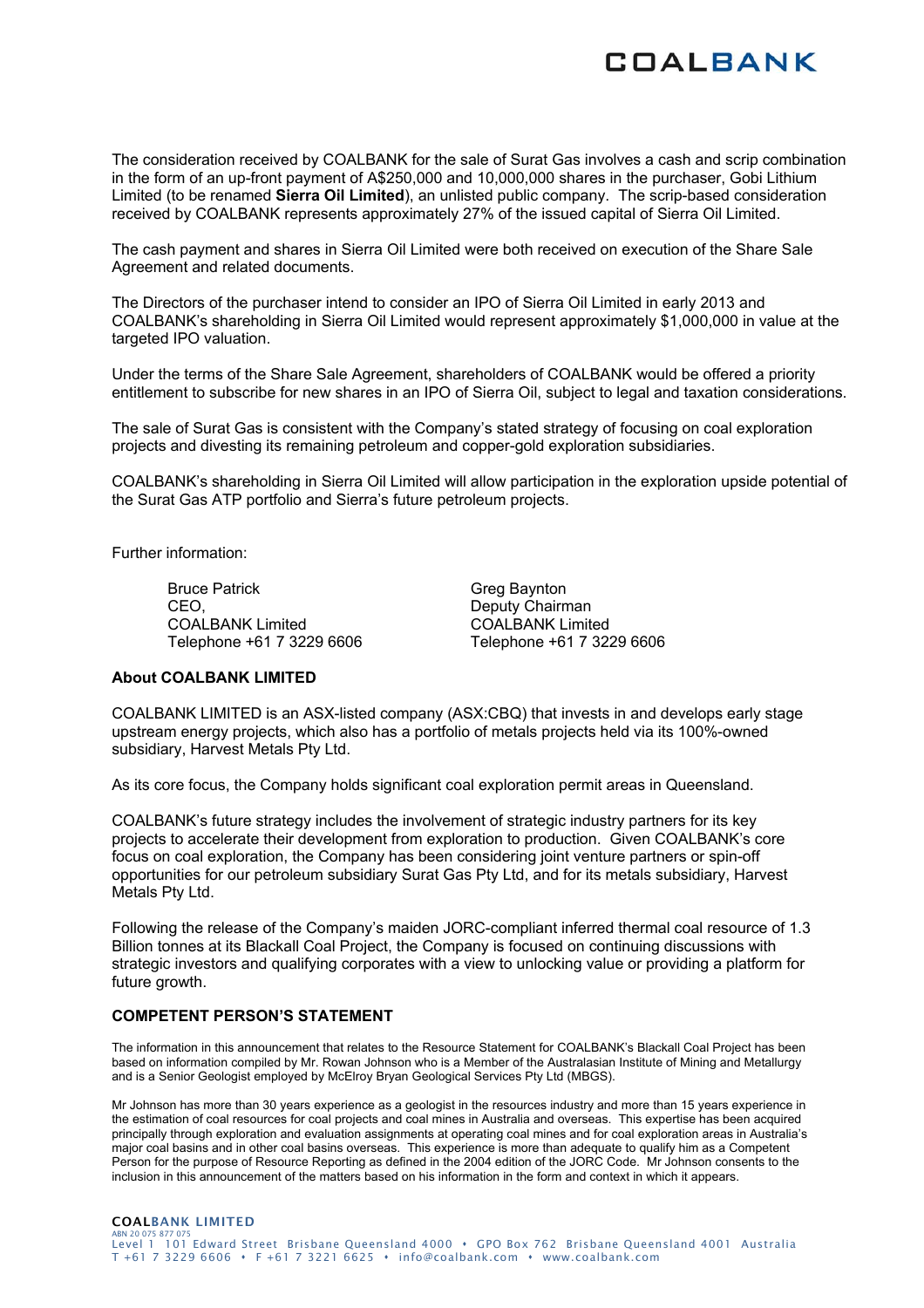The consideration received by COALBANK for the sale of Surat Gas involves a cash and scrip combination in the form of an up-front payment of A$250,000 and 10,000,000 shares in the purchaser, Gobi Lithium Limited (to be renamed **Sierra Oil Limited**), an unlisted public company. The scrip-based consideration received by COALBANK represents approximately 27% of the issued capital of Sierra Oil Limited.

The cash payment and shares in Sierra Oil Limited were both received on execution of the Share Sale Agreement and related documents.

The Directors of the purchaser intend to consider an IPO of Sierra Oil Limited in early 2013 and COALBANK's shareholding in Sierra Oil Limited would represent approximately $1,000,000 in value at the targeted IPO valuation.

Under the terms of the Share Sale Agreement, shareholders of COALBANK would be offered a priority entitlement to subscribe for new shares in an IPO of Sierra Oil, subject to legal and taxation considerations.

The sale of Surat Gas is consistent with the Company's stated strategy of focusing on coal exploration projects and divesting its remaining petroleum and copper-gold exploration subsidiaries.

COALBANK's shareholding in Sierra Oil Limited will allow participation in the exploration upside potential of the Surat Gas ATP portfolio and Sierra's future petroleum projects.

Further information:

Bruce Patrick
CEO,
COALBANK Limited
Telephone +61 7 3229 6606

Greg Baynton
Deputy Chairman
COALBANK Limited
Telephone +61 7 3229 6606

**About COALBANK LIMITED**

COALBANK LIMITED is an ASX-listed company (ASX:CBQ) that invests in and develops early stage upstream energy projects, which also has a portfolio of metals projects held via its 100%-owned subsidiary, Harvest Metals Pty Ltd.

As its core focus, the Company holds significant coal exploration permit areas in Queensland.

COALBANK's future strategy includes the involvement of strategic industry partners for its key projects to accelerate their development from exploration to production. Given COALBANK's core focus on coal exploration, the Company has been considering joint venture partners or spin-off opportunities for our petroleum subsidiary Surat Gas Pty Ltd, and for its metals subsidiary, Harvest Metals Pty Ltd.

Following the release of the Company's maiden JORC-compliant inferred thermal coal resource of 1.3 Billion tonnes at its Blackall Coal Project, the Company is focused on continuing discussions with strategic investors and qualifying corporates with a view to unlocking value or providing a platform for future growth.

**COMPETENT PERSON'S STATEMENT**

The information in this announcement that relates to the Resource Statement for COALBANK's Blackall Coal Project has been based on information compiled by Mr. Rowan Johnson who is a Member of the Australasian Institute of Mining and Metallurgy and is a Senior Geologist employed by McElroy Bryan Geological Services Pty Ltd (MBGS).

Mr Johnson has more than 30 years experience as a geologist in the resources industry and more than 15 years experience in the estimation of coal resources for coal projects and coal mines in Australia and overseas. This expertise has been acquired principally through exploration and evaluation assignments at operating coal mines and for coal exploration areas in Australia's major coal basins and in other coal basins overseas. This experience is more than adequate to qualify him as a Competent Person for the purpose of Resource Reporting as defined in the 2004 edition of the JORC Code. Mr Johnson consents to the inclusion in this announcement of the matters based on his information in the form and context in which it appears.